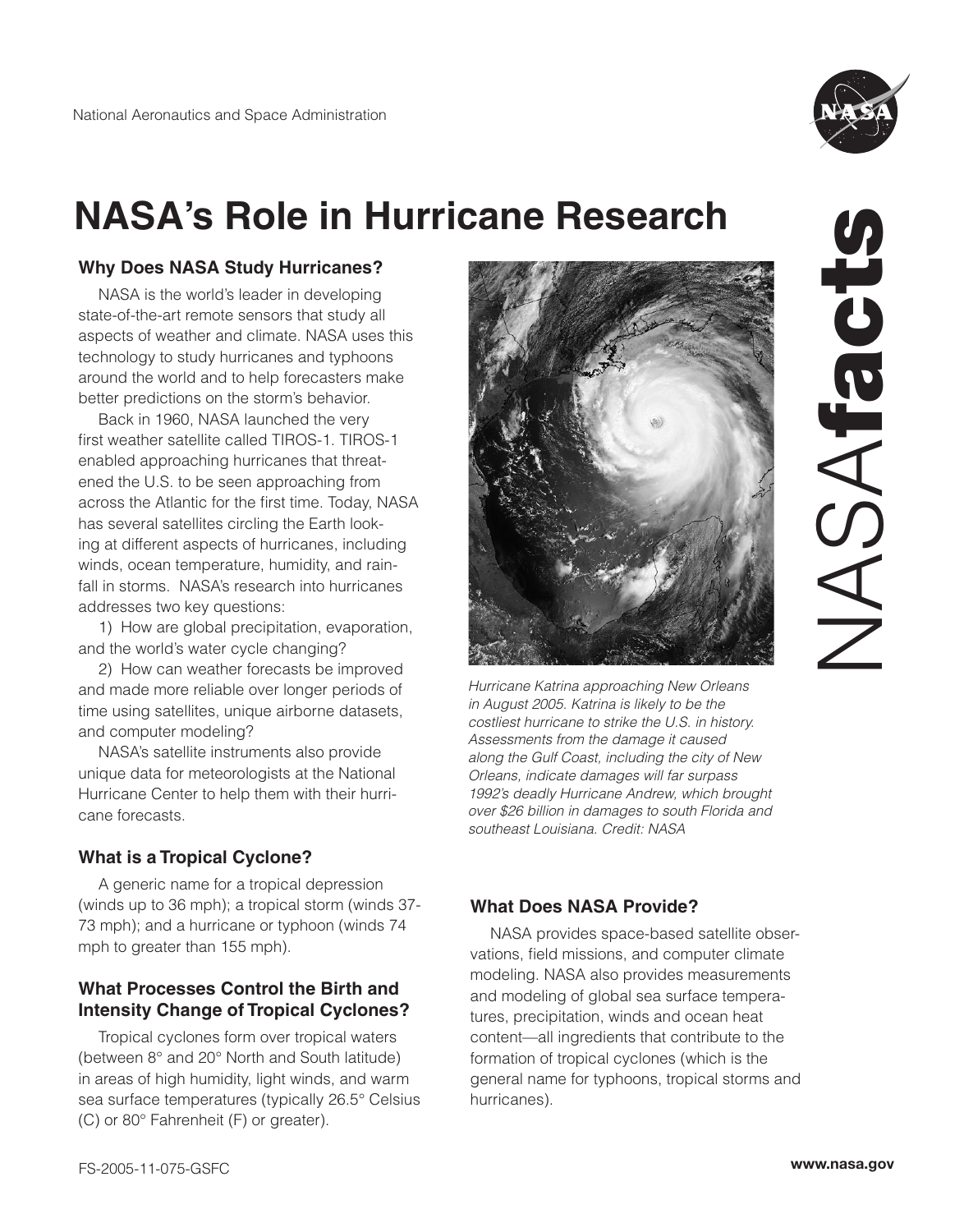# NASA's Role in Hurricane Research

## Why Does NASA Study Hurricanes?

NASA is the world's leader in developing state-of-the-art remote sensors that study all aspects of weather and climate. NASA uses this technology to study hurricanes and typhoons around the world and to help forecasters make better predictions on the storm's behavior.

Back in 1960, NASA launched the very first weather satellite called TIROS-1. TIROS-1 enabled approaching hurricanes that threatened the U.S. to be seen approaching from across the Atlantic for the first time. Today, NASA has several satellites circling the Earth looking at different aspects of hurricanes, including winds, ocean temperature, humidity, and rainfall in storms. NASA's research into hurricanes addresses two key questions:

1) How are global precipitation, evaporation, and the world's water cycle changing?

2) How can weather forecasts be improved and made more reliable over longer periods of time using satellites, unique airborne datasets, and computer modeling?

NASA's satellite instruments also provide unique data for meteorologists at the National Hurricane Center to help them with their hurricane forecasts.

## What is a Tropical Cyclone?

A generic name for a tropical depression (winds up to 36 mph); a tropical storm (winds 37-73 mph); and a hurricane or typhoon (winds 74 mph to greater than 155 mph).

## What Processes Control the Birth and Intensity Change of Tropical Cyclones?

Tropical cyclones form over tropical waters (between 8° and 20° North and South latitude) in areas of high humidity, light winds, and warm sea surface temperatures (typically 26.5° Celsius (C) or 80° Fahrenheit (F) or greater).

*Hurricane Katrina approaching New Orleans in August 2005. Katrina is likely to be the costliest hurricane to strike the U.S. in history. Assessments from the damage it caused along the Gulf Coast, including the city of New Orleans, indicate damages will far surpass 1992's deadly Hurricane Andrew, which brought over $26 billion in damages to south Florida and southeast Louisiana. Credit: NASA*

## What Does NASA Provide?

NASA provides space-based satellite observations, field missions, and computer climate modeling. NASA also provides measurements and modeling of global sea surface temperatures, precipitation, winds and ocean heat content—all ingredients that contribute to the formation of tropical cyclones (which is the general name for typhoons, tropical storms and hurricanes).

FS-2005-11-075-GSFC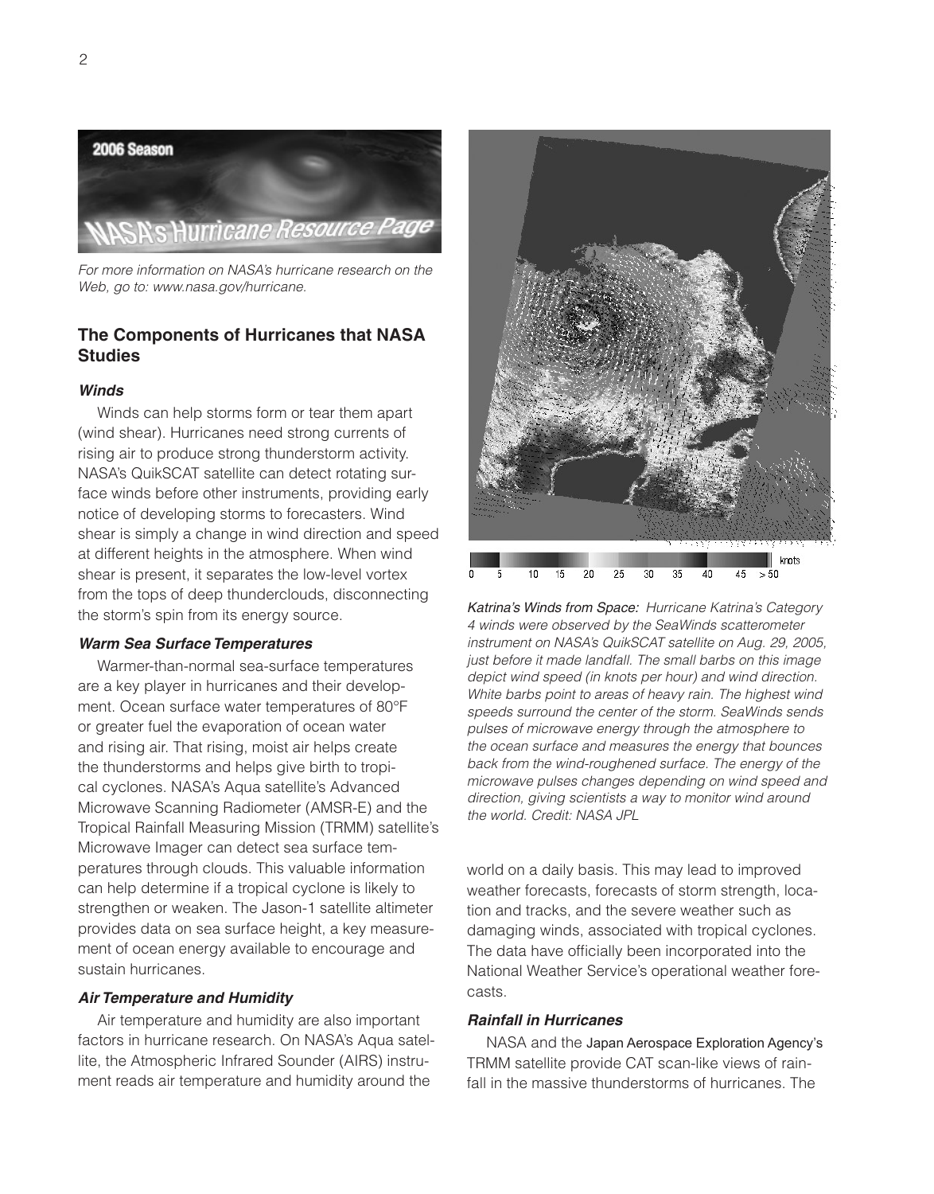For more information on NASA's hurricane research on the Web, go to: www.nasa.gov/hurricane.

## The Components of Hurricanes that NASA Studies

### *Winds*

Winds can help storms form or tear them apart (wind shear). Hurricanes need strong currents of rising air to produce strong thunderstorm activity. NASA's QuikSCAT satellite can detect rotating surface winds before other instruments, providing early notice of developing storms to forecasters. Wind shear is simply a change in wind direction and speed at different heights in the atmosphere. When wind shear is present, it separates the low-level vortex from the tops of deep thunderclouds, disconnecting the storm's spin from its energy source.

### *Warm Sea Surface Temperatures*

Warmer-than-normal sea-surface temperatures are a key player in hurricanes and their development. Ocean surface water temperatures of 80°F or greater fuel the evaporation of ocean water and rising air. That rising, moist air helps create the thunderstorms and helps give birth to tropical cyclones. NASA's Aqua satellite's Advanced Microwave Scanning Radiometer (AMSR-E) and the Tropical Rainfall Measuring Mission (TRMM) satellite's Microwave Imager can detect sea surface temperatures through clouds. This valuable information can help determine if a tropical cyclone is likely to strengthen or weaken. The Jason-1 satellite altimeter provides data on sea surface height, a key measurement of ocean energy available to encourage and sustain hurricanes.

### *Air Temperature and Humidity*

Air temperature and humidity are also important factors in hurricane research. On NASA's Aqua satellite, the Atmospheric Infrared Sounder (AIRS) instrument reads air temperature and humidity around the world on a daily basis. This may lead to improved weather forecasts, forecasts of storm strength, location and tracks, and the severe weather such as damaging winds, associated with tropical cyclones. The data have officially been incorporated into the National Weather Service's operational weather forecasts.

*Katrina's Winds from Space:* *Hurricane Katrina's Category 4 winds were observed by the SeaWinds scatterometer instrument on NASA's QuikSCAT satellite on Aug. 29, 2005, just before it made landfall. The small barbs on this image depict wind speed (in knots per hour) and wind direction. White barbs point to areas of heavy rain. The highest wind speeds surround the center of the storm. SeaWinds sends pulses of microwave energy through the atmosphere to the ocean surface and measures the energy that bounces back from the wind-roughened surface. The energy of the microwave pulses changes depending on wind speed and direction, giving scientists a way to monitor wind around the world. Credit: NASA JPL*

### *Rainfall in Hurricanes*

NASA and the Japan Aerospace Exploration Agency's TRMM satellite provide CAT scan-like views of rainfall in the massive thunderstorms of hurricanes. The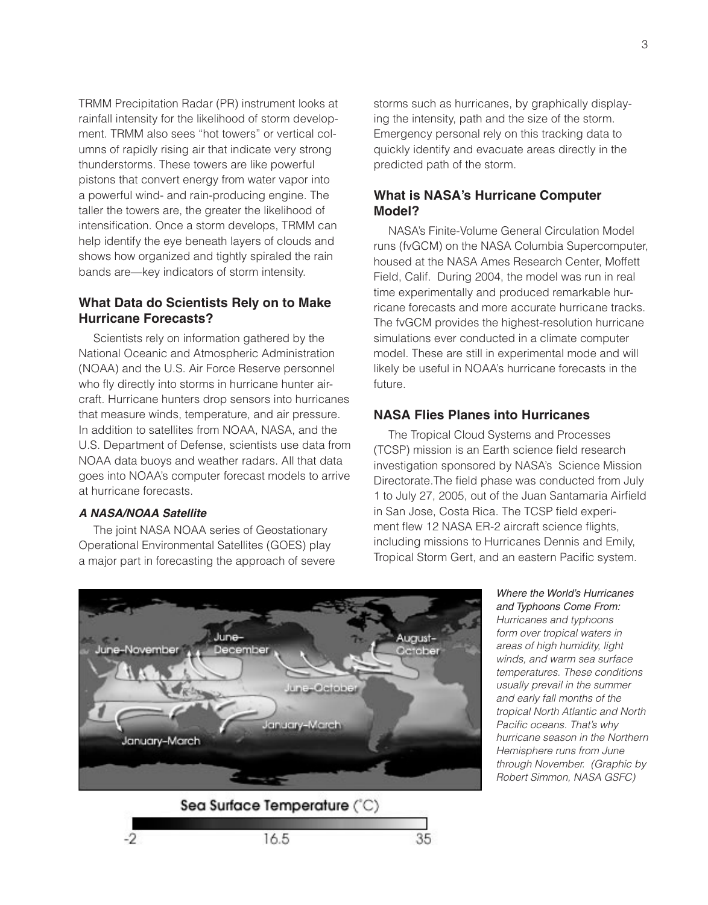TRMM Precipitation Radar (PR) instrument looks at rainfall intensity for the likelihood of storm development. TRMM also sees "hot towers" or vertical columns of rapidly rising air that indicate very strong thunderstorms. These towers are like powerful pistons that convert energy from water vapor into a powerful wind- and rain-producing engine. The taller the towers are, the greater the likelihood of intensification. Once a storm develops, TRMM can help identify the eye beneath layers of clouds and shows how organized and tightly spiraled the rain bands are—key indicators of storm intensity.

### What Data do Scientists Rely on to Make Hurricane Forecasts?

Scientists rely on information gathered by the National Oceanic and Atmospheric Administration (NOAA) and the U.S. Air Force Reserve personnel who fly directly into storms in hurricane hunter aircraft. Hurricane hunters drop sensors into hurricanes that measure winds, temperature, and air pressure. In addition to satellites from NOAA, NASA, and the U.S. Department of Defense, scientists use data from NOAA data buoys and weather radars. All that data goes into NOAA's computer forecast models to arrive at hurricane forecasts.

#### *A NASA/NOAA Satellite*

The joint NASA NOAA series of Geostationary Operational Environmental Satellites (GOES) play a major part in forecasting the approach of severe storms such as hurricanes, by graphically displaying the intensity, path and the size of the storm. Emergency personal rely on this tracking data to quickly identify and evacuate areas directly in the predicted path of the storm.

### What is NASA's Hurricane Computer Model?

NASA's Finite-Volume General Circulation Model runs (fvGCM) on the NASA Columbia Supercomputer, housed at the NASA Ames Research Center, Moffett Field, Calif. During 2004, the model was run in real time experimentally and produced remarkable hurricane forecasts and more accurate hurricane tracks. The fvGCM provides the highest-resolution hurricane simulations ever conducted in a climate computer model. These are still in experimental mode and will likely be useful in NOAA's hurricane forecasts in the future.

### NASA Flies Planes into Hurricanes

The Tropical Cloud Systems and Processes (TCSP) mission is an Earth science field research investigation sponsored by NASA's Science Mission Directorate.The field phase was conducted from July 1 to July 27, 2005, out of the Juan Santamaria Airfield in San Jose, Costa Rica. The TCSP field experiment flew 12 NASA ER-2 aircraft science flights, including missions to Hurricanes Dennis and Emily, Tropical Storm Gert, and an eastern Pacific system.

*Where the World's Hurricanes and Typhoons Come From: Hurricanes and typhoons form over tropical waters in areas of high humidity, light winds, and warm sea surface temperatures. These conditions usually prevail in the summer and early fall months of the tropical North Atlantic and North Pacific oceans. That's why hurricane season in the Northern Hemisphere runs from June through November. (Graphic by Robert Simmon, NASA GSFC)*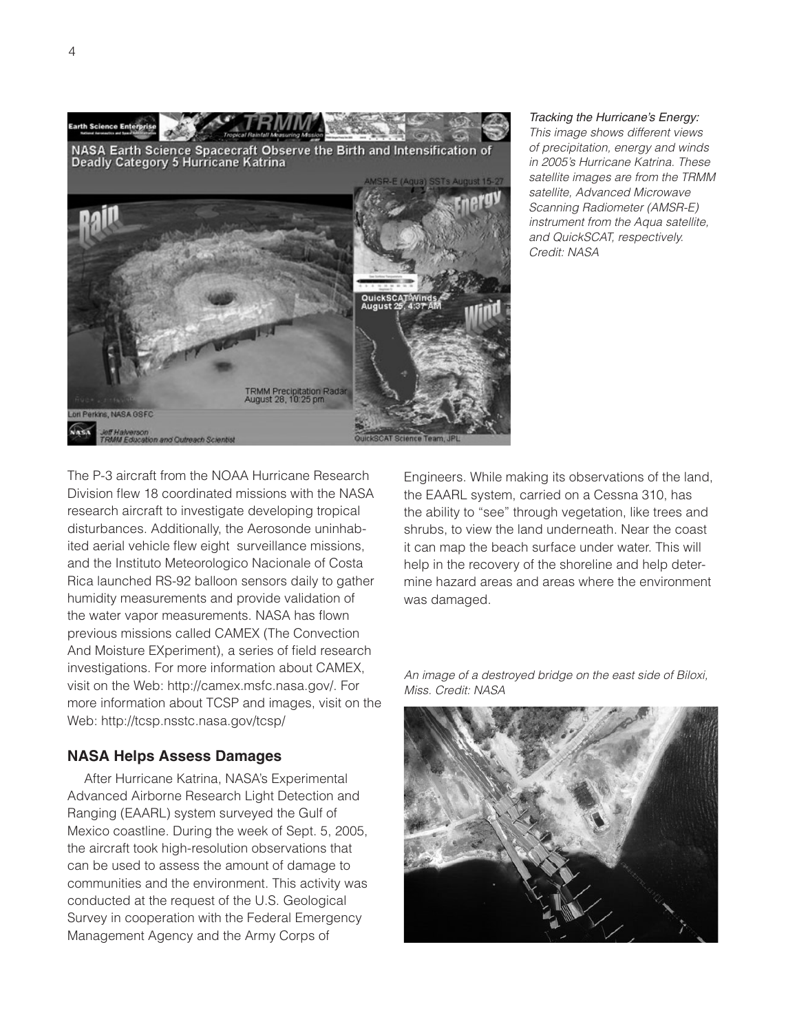*Tracking the Hurricane's Energy: This image shows different views of precipitation, energy and winds in 2005's Hurricane Katrina. These satellite images are from the TRMM satellite, Advanced Microwave Scanning Radiometer (AMSR-E) instrument from the Aqua satellite, and QuickSCAT, respectively. Credit: NASA*

The P-3 aircraft from the NOAA Hurricane Research Division flew 18 coordinated missions with the NASA research aircraft to investigate developing tropical disturbances. Additionally, the Aerosonde uninhabited aerial vehicle flew eight surveillance missions, and the Instituto Meteorologico Nacionale of Costa Rica launched RS-92 balloon sensors daily to gather humidity measurements and provide validation of the water vapor measurements. NASA has flown previous missions called CAMEX (The Convection And Moisture EXperiment), a series of field research investigations. For more information about CAMEX, visit on the Web: http://camex.msfc.nasa.gov/. For more information about TCSP and images, visit on the Web: http://tcsp.nsstc.nasa.gov/tcsp/

### NASA Helps Assess Damages

After Hurricane Katrina, NASA's Experimental Advanced Airborne Research Light Detection and Ranging (EAARL) system surveyed the Gulf of Mexico coastline. During the week of Sept. 5, 2005, the aircraft took high-resolution observations that can be used to assess the amount of damage to communities and the environment. This activity was conducted at the request of the U.S. Geological Survey in cooperation with the Federal Emergency Management Agency and the Army Corps of Engineers. While making its observations of the land, the EAARL system, carried on a Cessna 310, has the ability to "see" through vegetation, like trees and shrubs, to view the land underneath. Near the coast it can map the beach surface under water. This will help in the recovery of the shoreline and help determine hazard areas and areas where the environment was damaged.

*An image of a destroyed bridge on the east side of Biloxi, Miss. Credit: NASA*